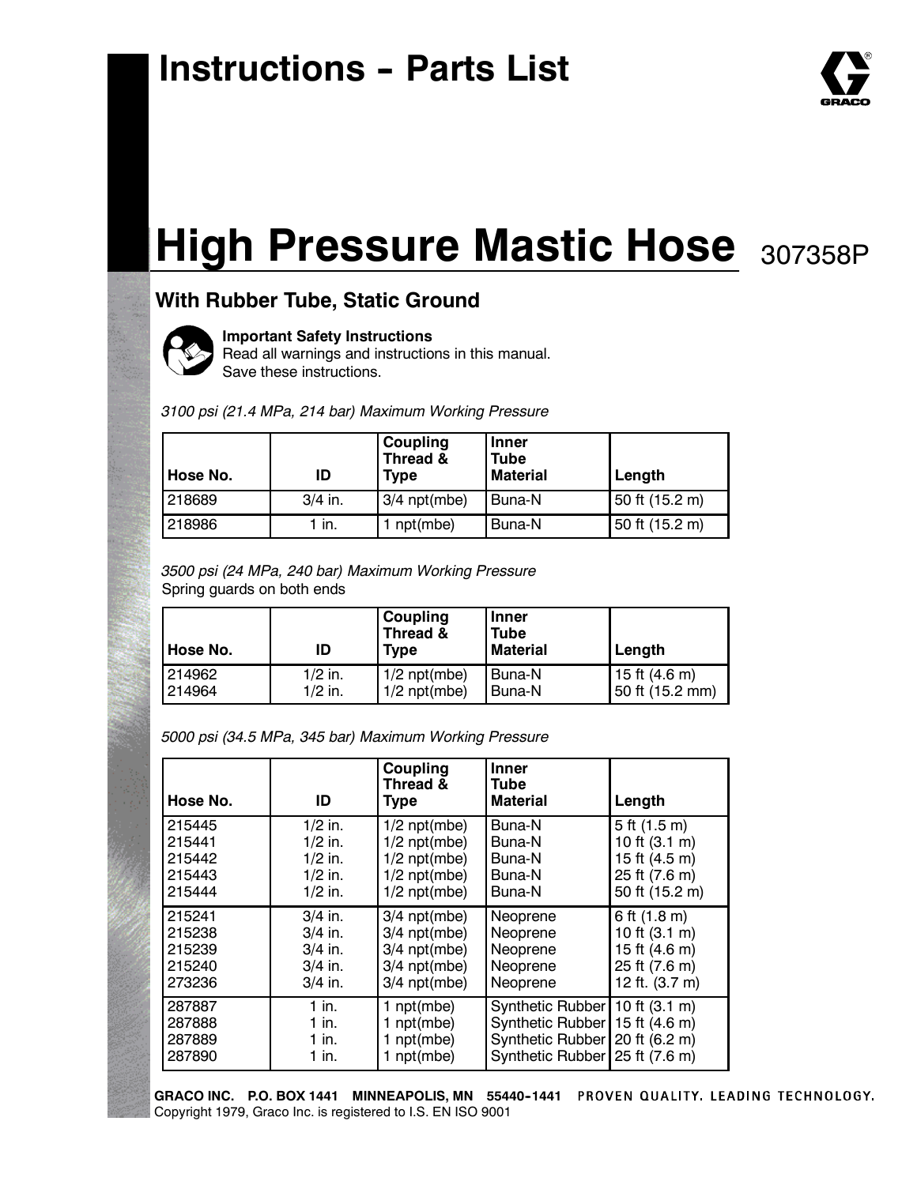# Instructions – Parts List

# High Pressure Mastic Hose

307358P

## With Rubber Tube, Static Ground

**Important Safety Instructions**
Read all warnings and instructions in this manual.
Save these instructions.

*3100 psi (21.4 MPa, 214 bar) Maximum Working Pressure*

| Hose No. | ID | Coupling Thread & Type | Inner Tube Material | Length |
|---|---|---|---|---|
| 218689 | 3/4 in. | 3/4 npt(mbe) | Buna-N | 50 ft (15.2 m) |
| 218986 | 1 in. | 1 npt(mbe) | Buna-N | 50 ft (15.2 m) |

*3500 psi (24 MPa, 240 bar) Maximum Working Pressure*
Spring guards on both ends

| Hose No. | ID | Coupling Thread & Type | Inner Tube Material | Length |
|---|---|---|---|---|
| 214962 | 1/2 in. | 1/2 npt(mbe) | Buna-N | 15 ft (4.6 m) |
| 214964 | 1/2 in. | 1/2 npt(mbe) | Buna-N | 50 ft (15.2 mm) |

*5000 psi (34.5 MPa, 345 bar) Maximum Working Pressure*

| Hose No. | ID | Coupling Thread & Type | Inner Tube Material | Length |
|---|---|---|---|---|
| 215445 | 1/2 in. | 1/2 npt(mbe) | Buna-N | 5 ft (1.5 m) |
| 215441 | 1/2 in. | 1/2 npt(mbe) | Buna-N | 10 ft (3.1 m) |
| 215442 | 1/2 in. | 1/2 npt(mbe) | Buna-N | 15 ft (4.5 m) |
| 215443 | 1/2 in. | 1/2 npt(mbe) | Buna-N | 25 ft (7.6 m) |
| 215444 | 1/2 in. | 1/2 npt(mbe) | Buna-N | 50 ft (15.2 m) |
| 215241 | 3/4 in. | 3/4 npt(mbe) | Neoprene | 6 ft (1.8 m) |
| 215238 | 3/4 in. | 3/4 npt(mbe) | Neoprene | 10 ft (3.1 m) |
| 215239 | 3/4 in. | 3/4 npt(mbe) | Neoprene | 15 ft (4.6 m) |
| 215240 | 3/4 in. | 3/4 npt(mbe) | Neoprene | 25 ft (7.6 m) |
| 273236 | 3/4 in. | 3/4 npt(mbe) | Neoprene | 12 ft. (3.7 m) |
| 287887 | 1 in. | 1 npt(mbe) | Synthetic Rubber | 10 ft (3.1 m) |
| 287888 | 1 in. | 1 npt(mbe) | Synthetic Rubber | 15 ft (4.6 m) |
| 287889 | 1 in. | 1 npt(mbe) | Synthetic Rubber | 20 ft (6.2 m) |
| 287890 | 1 in. | 1 npt(mbe) | Synthetic Rubber | 25 ft (7.6 m) |

**GRACO INC. P.O. BOX 1441 MINNEAPOLIS, MN 55440–1441** PROVEN QUALITY. LEADING TECHNOLOGY.
Copyright 1979, Graco Inc. is registered to I.S. EN ISO 9001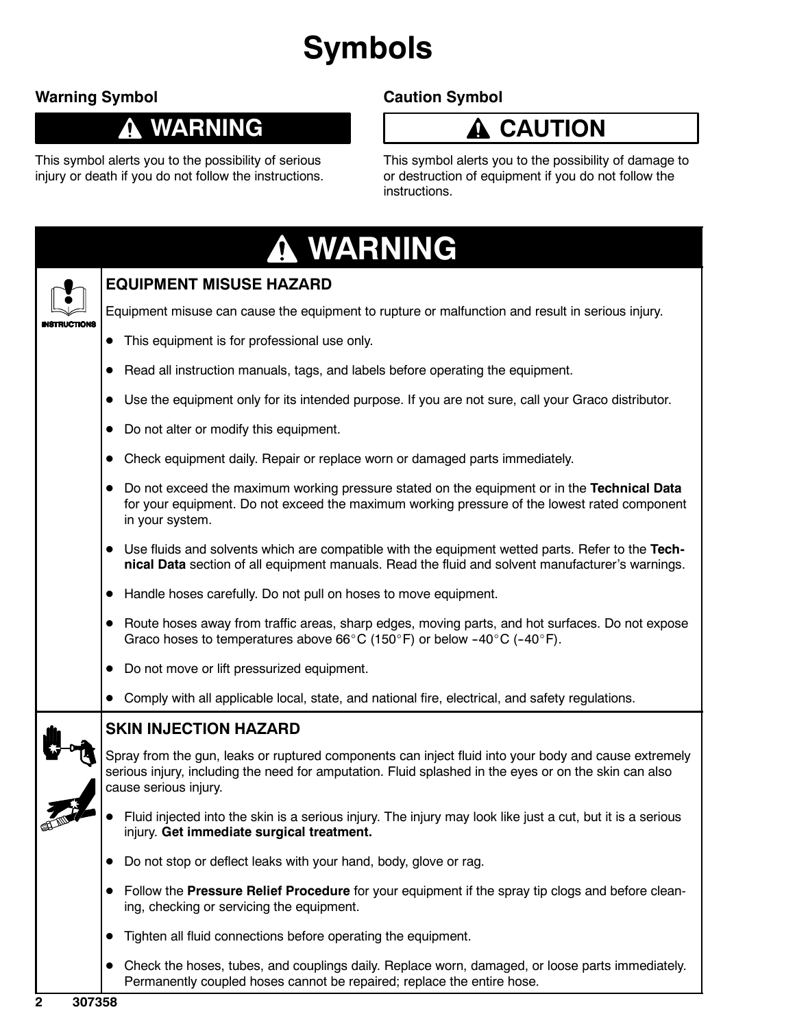# Symbols

## Warning Symbol

**⚠ WARNING**

This symbol alerts you to the possibility of serious injury or death if you do not follow the instructions.

## Caution Symbol

**⚠ CAUTION**

This symbol alerts you to the possibility of damage to or destruction of equipment if you do not follow the instructions.

# ⚠ WARNING

### EQUIPMENT MISUSE HAZARD

Equipment misuse can cause the equipment to rupture or malfunction and result in serious injury.

- This equipment is for professional use only.
- Read all instruction manuals, tags, and labels before operating the equipment.
- Use the equipment only for its intended purpose. If you are not sure, call your Graco distributor.
- Do not alter or modify this equipment.
- Check equipment daily. Repair or replace worn or damaged parts immediately.
- Do not exceed the maximum working pressure stated on the equipment or in the **Technical Data** for your equipment. Do not exceed the maximum working pressure of the lowest rated component in your system.
- Use fluids and solvents which are compatible with the equipment wetted parts. Refer to the **Technical Data** section of all equipment manuals. Read the fluid and solvent manufacturer's warnings.
- Handle hoses carefully. Do not pull on hoses to move equipment.
- Route hoses away from traffic areas, sharp edges, moving parts, and hot surfaces. Do not expose Graco hoses to temperatures above 66°C (150°F) or below –40°C (–40°F).
- Do not move or lift pressurized equipment.
- Comply with all applicable local, state, and national fire, electrical, and safety regulations.

### SKIN INJECTION HAZARD

Spray from the gun, leaks or ruptured components can inject fluid into your body and cause extremely serious injury, including the need for amputation. Fluid splashed in the eyes or on the skin can also cause serious injury.

- Fluid injected into the skin is a serious injury. The injury may look like just a cut, but it is a serious injury. **Get immediate surgical treatment.**
- Do not stop or deflect leaks with your hand, body, glove or rag.
- Follow the **Pressure Relief Procedure** for your equipment if the spray tip clogs and before cleaning, checking or servicing the equipment.
- Tighten all fluid connections before operating the equipment.
- Check the hoses, tubes, and couplings daily. Replace worn, damaged, or loose parts immediately. Permanently coupled hoses cannot be repaired; replace the entire hose.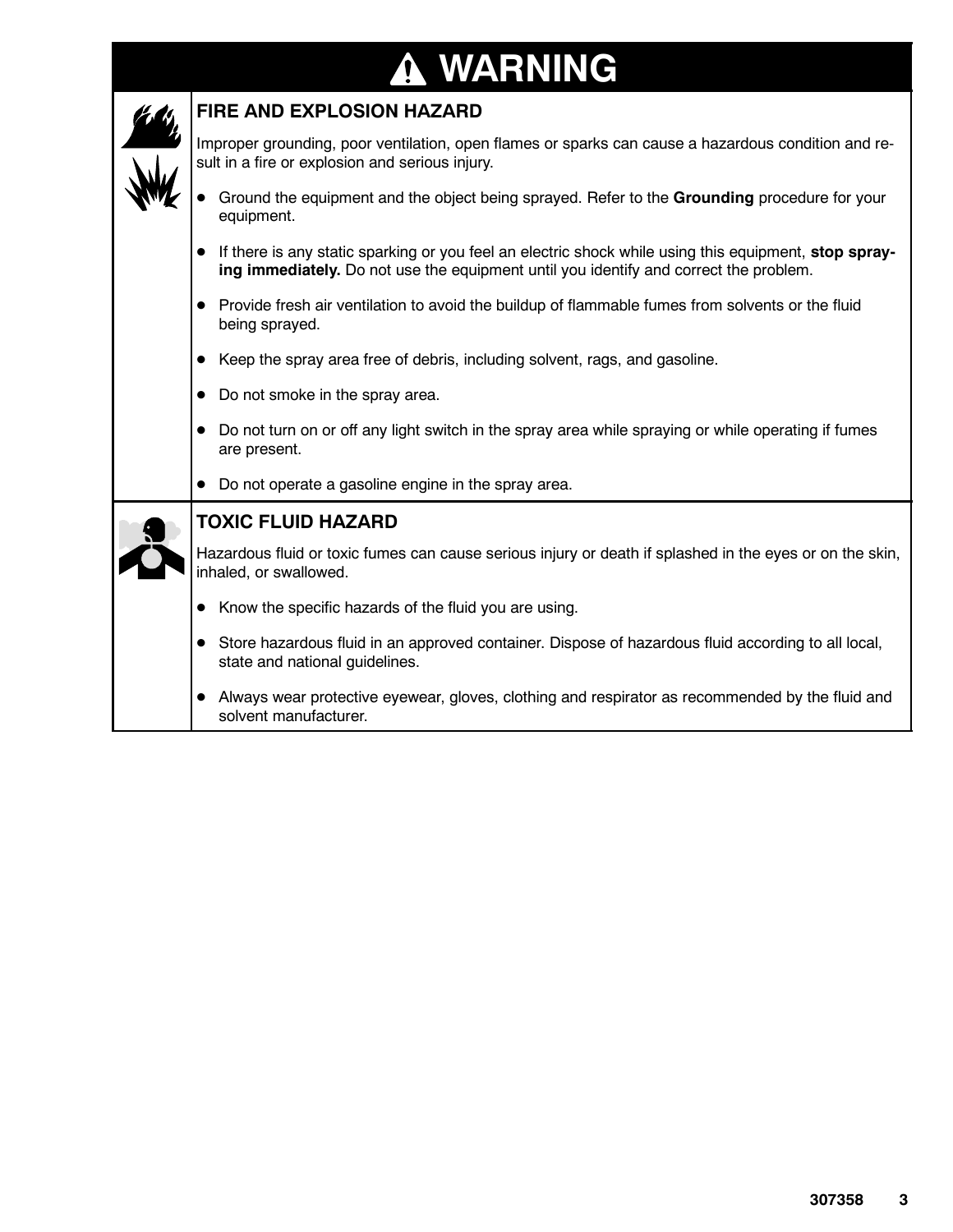# WARNING

## FIRE AND EXPLOSION HAZARD

Improper grounding, poor ventilation, open flames or sparks can cause a hazardous condition and result in a fire or explosion and serious injury.

- Ground the equipment and the object being sprayed. Refer to the **Grounding** procedure for your equipment.
- If there is any static sparking or you feel an electric shock while using this equipment, **stop spraying immediately.** Do not use the equipment until you identify and correct the problem.
- Provide fresh air ventilation to avoid the buildup of flammable fumes from solvents or the fluid being sprayed.
- Keep the spray area free of debris, including solvent, rags, and gasoline.
- Do not smoke in the spray area.
- Do not turn on or off any light switch in the spray area while spraying or while operating if fumes are present.
- Do not operate a gasoline engine in the spray area.

## TOXIC FLUID HAZARD

Hazardous fluid or toxic fumes can cause serious injury or death if splashed in the eyes or on the skin, inhaled, or swallowed.

- Know the specific hazards of the fluid you are using.
- Store hazardous fluid in an approved container. Dispose of hazardous fluid according to all local, state and national guidelines.
- Always wear protective eyewear, gloves, clothing and respirator as recommended by the fluid and solvent manufacturer.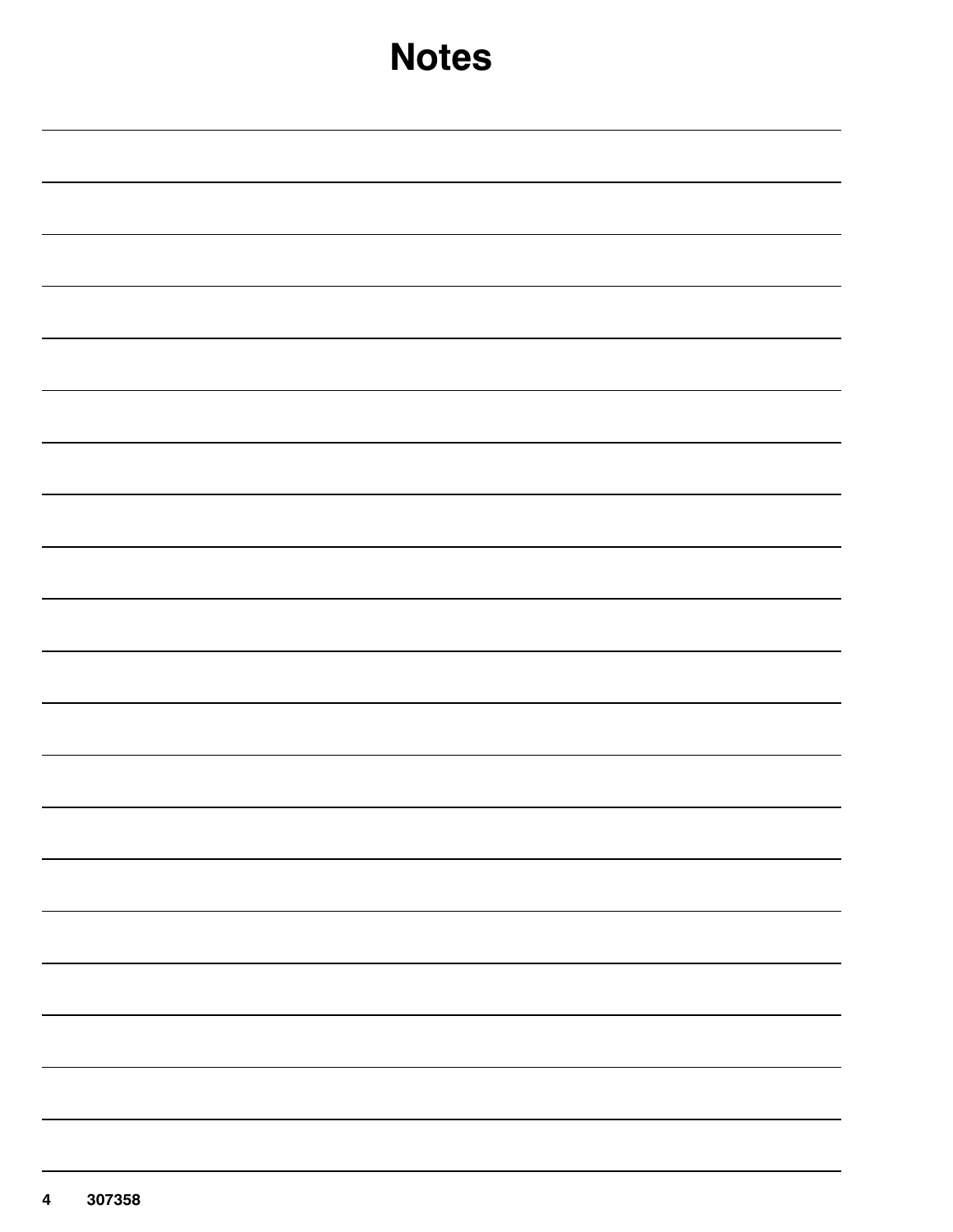# Notes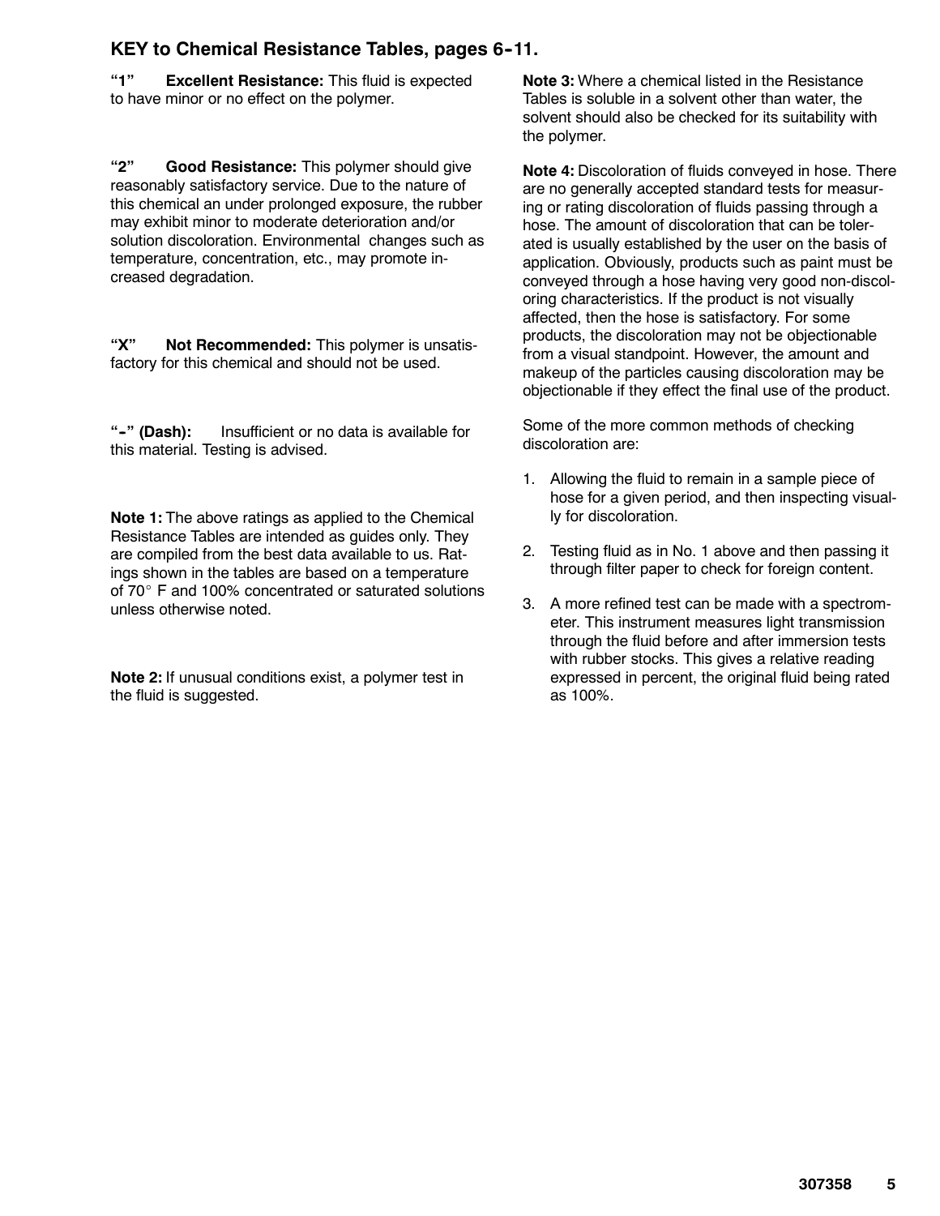## KEY to Chemical Resistance Tables, pages 6-11.

**"1" Excellent Resistance:** This fluid is expected to have minor or no effect on the polymer.

**"2" Good Resistance:** This polymer should give reasonably satisfactory service. Due to the nature of this chemical an under prolonged exposure, the rubber may exhibit minor to moderate deterioration and/or solution discoloration. Environmental changes such as temperature, concentration, etc., may promote increased degradation.

**"X" Not Recommended:** This polymer is unsatisfactory for this chemical and should not be used.

**"-" (Dash):** Insufficient or no data is available for this material. Testing is advised.

**Note 1:** The above ratings as applied to the Chemical Resistance Tables are intended as guides only. They are compiled from the best data available to us. Ratings shown in the tables are based on a temperature of 70° F and 100% concentrated or saturated solutions unless otherwise noted.

**Note 2:** If unusual conditions exist, a polymer test in the fluid is suggested.

**Note 3:** Where a chemical listed in the Resistance Tables is soluble in a solvent other than water, the solvent should also be checked for its suitability with the polymer.

**Note 4:** Discoloration of fluids conveyed in hose. There are no generally accepted standard tests for measuring or rating discoloration of fluids passing through a hose. The amount of discoloration that can be tolerated is usually established by the user on the basis of application. Obviously, products such as paint must be conveyed through a hose having very good non-discoloring characteristics. If the product is not visually affected, then the hose is satisfactory. For some products, the discoloration may not be objectionable from a visual standpoint. However, the amount and makeup of the particles causing discoloration may be objectionable if they effect the final use of the product.

Some of the more common methods of checking discoloration are:

1. Allowing the fluid to remain in a sample piece of hose for a given period, and then inspecting visually for discoloration.
2. Testing fluid as in No. 1 above and then passing it through filter paper to check for foreign content.
3. A more refined test can be made with a spectrometer. This instrument measures light transmission through the fluid before and after immersion tests with rubber stocks. This gives a relative reading expressed in percent, the original fluid being rated as 100%.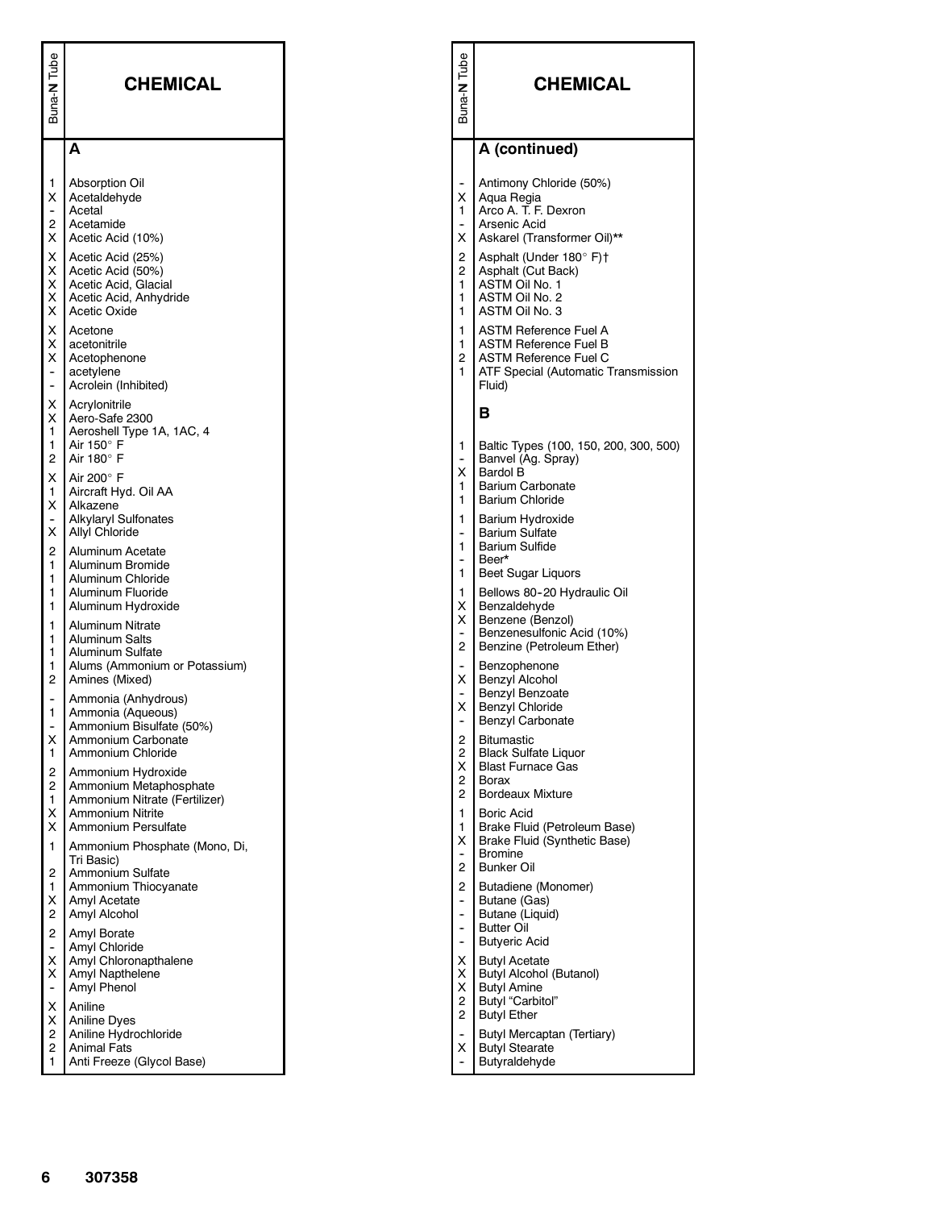| Buna-N Tube | CHEMICAL |
|---|---|
| | **A** |
| 1 | Absorption Oil |
| X | Acetaldehyde |
| - | Acetal |
| 2 | Acetamide |
| X | Acetic Acid (10%) |
| X | Acetic Acid (25%) |
| X | Acetic Acid (50%) |
| X | Acetic Acid, Glacial |
| X | Acetic Acid, Anhydride |
| X | Acetic Oxide |
| X | Acetone |
| X | acetonitrile |
| X | Acetophenone |
| - | acetylene |
| - | Acrolein (Inhibited) |
| X | Acrylonitrile |
| X | Aero-Safe 2300 |
| 1 | Aeroshell Type 1A, 1AC, 4 |
| 1 | Air 150° F |
| 2 | Air 180° F |
| X | Air 200° F |
| 1 | Aircraft Hyd. Oil AA |
| X | Alkazene |
| - | Alkylaryl Sulfonates |
| X | Allyl Chloride |
| 2 | Aluminum Acetate |
| 1 | Aluminum Bromide |
| 1 | Aluminum Chloride |
| 1 | Aluminum Fluoride |
| 1 | Aluminum Hydroxide |
| 1 | Aluminum Nitrate |
| 1 | Aluminum Salts |
| 1 | Aluminum Sulfate |
| 1 | Alums (Ammonium or Potassium) |
| 2 | Amines (Mixed) |
| - | Ammonia (Anhydrous) |
| 1 | Ammonia (Aqueous) |
| - | Ammonium Bisulfate (50%) |
| X | Ammonium Carbonate |
| 1 | Ammonium Chloride |
| 2 | Ammonium Hydroxide |
| 2 | Ammonium Metaphosphate |
| 1 | Ammonium Nitrate (Fertilizer) |
| X | Ammonium Nitrite |
| X | Ammonium Persulfate |
| 1 | Ammonium Phosphate (Mono, Di, Tri Basic) |
| 2 | Ammonium Sulfate |
| 1 | Ammonium Thiocyanate |
| X | Amyl Acetate |
| 2 | Amyl Alcohol |
| 2 | Amyl Borate |
| - | Amyl Chloride |
| X | Amyl Chloronapthalene |
| X | Amyl Napthelene |
| - | Amyl Phenol |
| X | Aniline |
| X | Aniline Dyes |
| 2 | Aniline Hydrochloride |
| 2 | Animal Fats |
| 1 | Anti Freeze (Glycol Base) |

| Buna-N Tube | CHEMICAL |
|---|---|
| | **A (continued)** |
| - | Antimony Chloride (50%) |
| X | Aqua Regia |
| 1 | Arco A. T. F. Dexron |
| - | Arsenic Acid |
| X | Askarel (Transformer Oil)** |
| 2 | Asphalt (Under 180° F)† |
| 2 | Asphalt (Cut Back) |
| 1 | ASTM Oil No. 1 |
| 1 | ASTM Oil No. 2 |
| 1 | ASTM Oil No. 3 |
| 1 | ASTM Reference Fuel A |
| 1 | ASTM Reference Fuel B |
| 2 | ASTM Reference Fuel C |
| 1 | ATF Special (Automatic Transmission Fluid) |
| | **B** |
| 1 | Baltic Types (100, 150, 200, 300, 500) |
| - | Banvel (Ag. Spray) |
| X | Bardol B |
| 1 | Barium Carbonate |
| 1 | Barium Chloride |
| 1 | Barium Hydroxide |
| - | Barium Sulfate |
| 1 | Barium Sulfide |
| - | Beer* |
| 1 | Beet Sugar Liquors |
| 1 | Bellows 80-20 Hydraulic Oil |
| X | Benzaldehyde |
| X | Benzene (Benzol) |
| - | Benzenesulfonic Acid (10%) |
| 2 | Benzine (Petroleum Ether) |
| - | Benzophenone |
| X | Benzyl Alcohol |
| - | Benzyl Benzoate |
| X | Benzyl Chloride |
| - | Benzyl Carbonate |
| 2 | Bitumastic |
| 2 | Black Sulfate Liquor |
| X | Blast Furnace Gas |
| 2 | Borax |
| 2 | Bordeaux Mixture |
| 1 | Boric Acid |
| 1 | Brake Fluid (Petroleum Base) |
| X | Brake Fluid (Synthetic Base) |
| - | Bromine |
| 2 | Bunker Oil |
| 2 | Butadiene (Monomer) |
| - | Butane (Gas) |
| - | Butane (Liquid) |
| - | Butter Oil |
| - | Butyeric Acid |
| X | Butyl Acetate |
| X | Butyl Alcohol (Butanol) |
| X | Butyl Amine |
| 2 | Butyl "Carbitol" |
| 2 | Butyl Ether |
| - | Butyl Mercaptan (Tertiary) |
| X | Butyl Stearate |
| - | Butyraldehyde |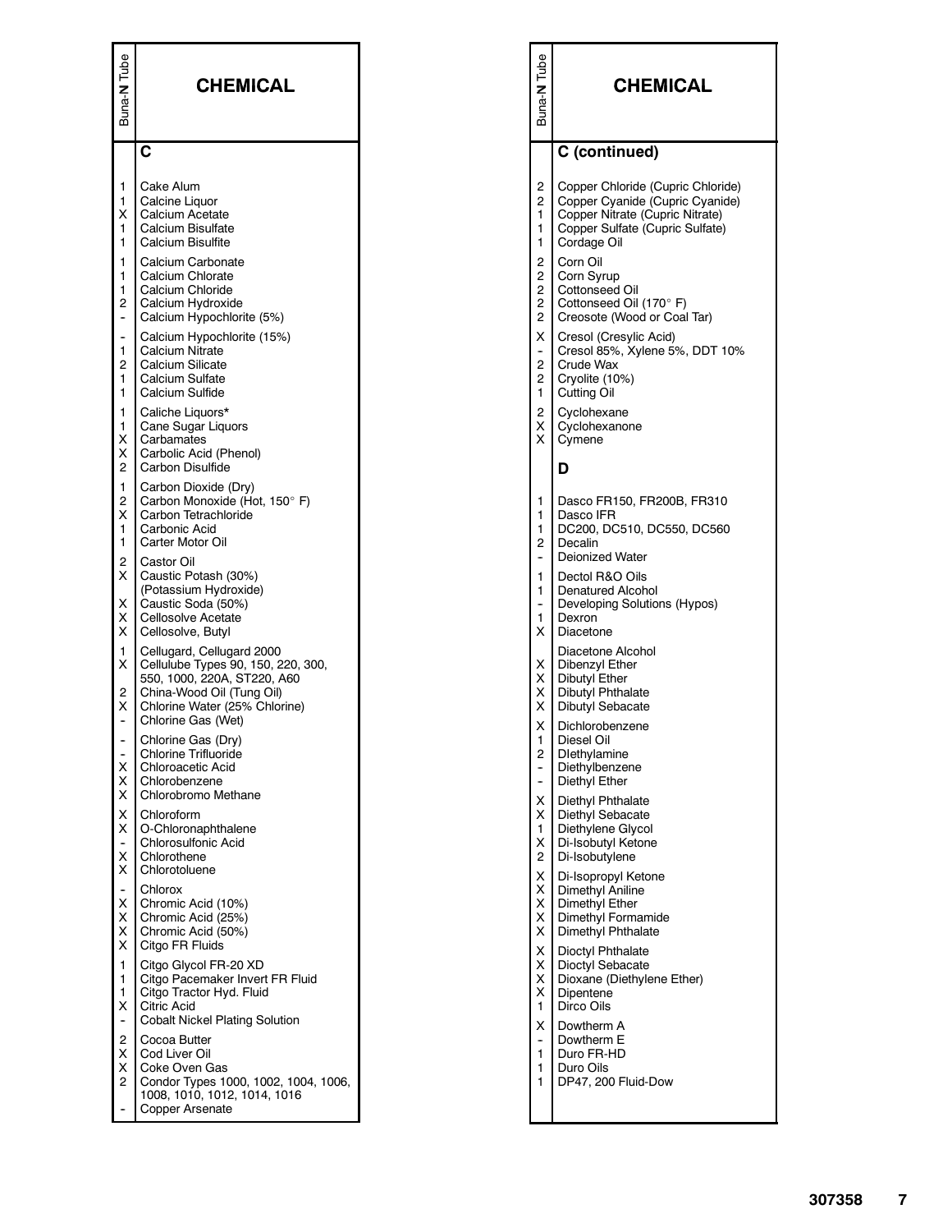| Buna-N Tube | CHEMICAL |
|---|---|
| | **C** |
| 1 | Cake Alum |
| 1 | Calcine Liquor |
| X | Calcium Acetate |
| 1 | Calcium Bisulfate |
| 1 | Calcium Bisulfite |
| 1 | Calcium Carbonate |
| 1 | Calcium Chlorate |
| 1 | Calcium Chloride |
| 2 | Calcium Hydroxide |
| - | Calcium Hypochlorite (5%) |
| - | Calcium Hypochlorite (15%) |
| 1 | Calcium Nitrate |
| 2 | Calcium Silicate |
| 1 | Calcium Sulfate |
| 1 | Calcium Sulfide |
| 1 | Caliche Liquors* |
| 1 | Cane Sugar Liquors |
| X | Carbamates |
| X | Carbolic Acid (Phenol) |
| 2 | Carbon Disulfide |
| 1 | Carbon Dioxide (Dry) |
| 2 | Carbon Monoxide (Hot, 150° F) |
| X | Carbon Tetrachloride |
| 1 | Carbonic Acid |
| 1 | Carter Motor Oil |
| 2 | Castor Oil |
| X | Caustic Potash (30%) (Potassium Hydroxide) |
| X | Caustic Soda (50%) |
| X | Cellosolve Acetate |
| X | Cellosolve, Butyl |
| 1 | Cellugard, Cellugard 2000 |
| X | Cellulube Types 90, 150, 220, 300, 550, 1000, 220A, ST220, A60 |
| 2 | China-Wood Oil (Tung Oil) |
| X | Chlorine Water (25% Chlorine) |
| - | Chlorine Gas (Wet) |
| - | Chlorine Gas (Dry) |
| - | Chlorine Trifluoride |
| X | Chloroacetic Acid |
| X | Chlorobenzene |
| X | Chlorobromo Methane |
| X | Chloroform |
| X | O-Chloronaphthalene |
| - | Chlorosulfonic Acid |
| X | Chlorothene |
| X | Chlorotoluene |
| - | Chlorox |
| X | Chromic Acid (10%) |
| X | Chromic Acid (25%) |
| X | Chromic Acid (50%) |
| X | Citgo FR Fluids |
| 1 | Citgo Glycol FR-20 XD |
| 1 | Citgo Pacemaker Invert FR Fluid |
| 1 | Citgo Tractor Hyd. Fluid |
| X | Citric Acid |
| - | Cobalt Nickel Plating Solution |
| 2 | Cocoa Butter |
| X | Cod Liver Oil |
| X | Coke Oven Gas |
| 2 | Condor Types 1000, 1002, 1004, 1006, 1008, 1010, 1012, 1014, 1016 |
| - | Copper Arsenate |

| Buna-N Tube | CHEMICAL |
|---|---|
| | **C (continued)** |
| 2 | Copper Chloride (Cupric Chloride) |
| 2 | Copper Cyanide (Cupric Cyanide) |
| 1 | Copper Nitrate (Cupric Nitrate) |
| 1 | Copper Sulfate (Cupric Sulfate) |
| 1 | Cordage Oil |
| 2 | Corn Oil |
| 2 | Corn Syrup |
| 2 | Cottonseed Oil |
| 2 | Cottonseed Oil (170° F) |
| 2 | Creosote (Wood or Coal Tar) |
| X | Cresol (Cresylic Acid) |
| - | Cresol 85%, Xylene 5%, DDT 10% |
| 2 | Crude Wax |
| 2 | Cryolite (10%) |
| 1 | Cutting Oil |
| 2 | Cyclohexane |
| X | Cyclohexanone |
| X | Cymene |
| | **D** |
| 1 | Dasco FR150, FR200B, FR310 |
| 1 | Dasco IFR |
| 1 | DC200, DC510, DC550, DC560 |
| 2 | Decalin |
| - | Deionized Water |
| 1 | Dectol R&O Oils |
| 1 | Denatured Alcohol |
| - | Developing Solutions (Hypos) |
| 1 | Dexron |
| X | Diacetone |
| | Diacetone Alcohol |
| X | Dibenzyl Ether |
| X | Dibutyl Ether |
| X | Dibutyl Phthalate |
| X | Dibutyl Sebacate |
| X | Dichlorobenzene |
| 1 | Diesel Oil |
| 2 | DIethylamine |
| - | Diethylbenzene |
| - | Diethyl Ether |
| X | Diethyl Phthalate |
| X | Diethyl Sebacate |
| 1 | Diethylene Glycol |
| X | Di-Isobutyl Ketone |
| 2 | Di-Isobutylene |
| X | Di-Isopropyl Ketone |
| X | Dimethyl Aniline |
| X | Dimethyl Ether |
| X | Dimethyl Formamide |
| X | Dimethyl Phthalate |
| X | Dioctyl Phthalate |
| X | Dioctyl Sebacate |
| X | Dioxane (Diethylene Ether) |
| X | Dipentene |
| 1 | Dirco Oils |
| X | Dowtherm A |
| - | Dowtherm E |
| 1 | Duro FR-HD |
| 1 | Duro Oils |
| 1 | DP47, 200 Fluid-Dow |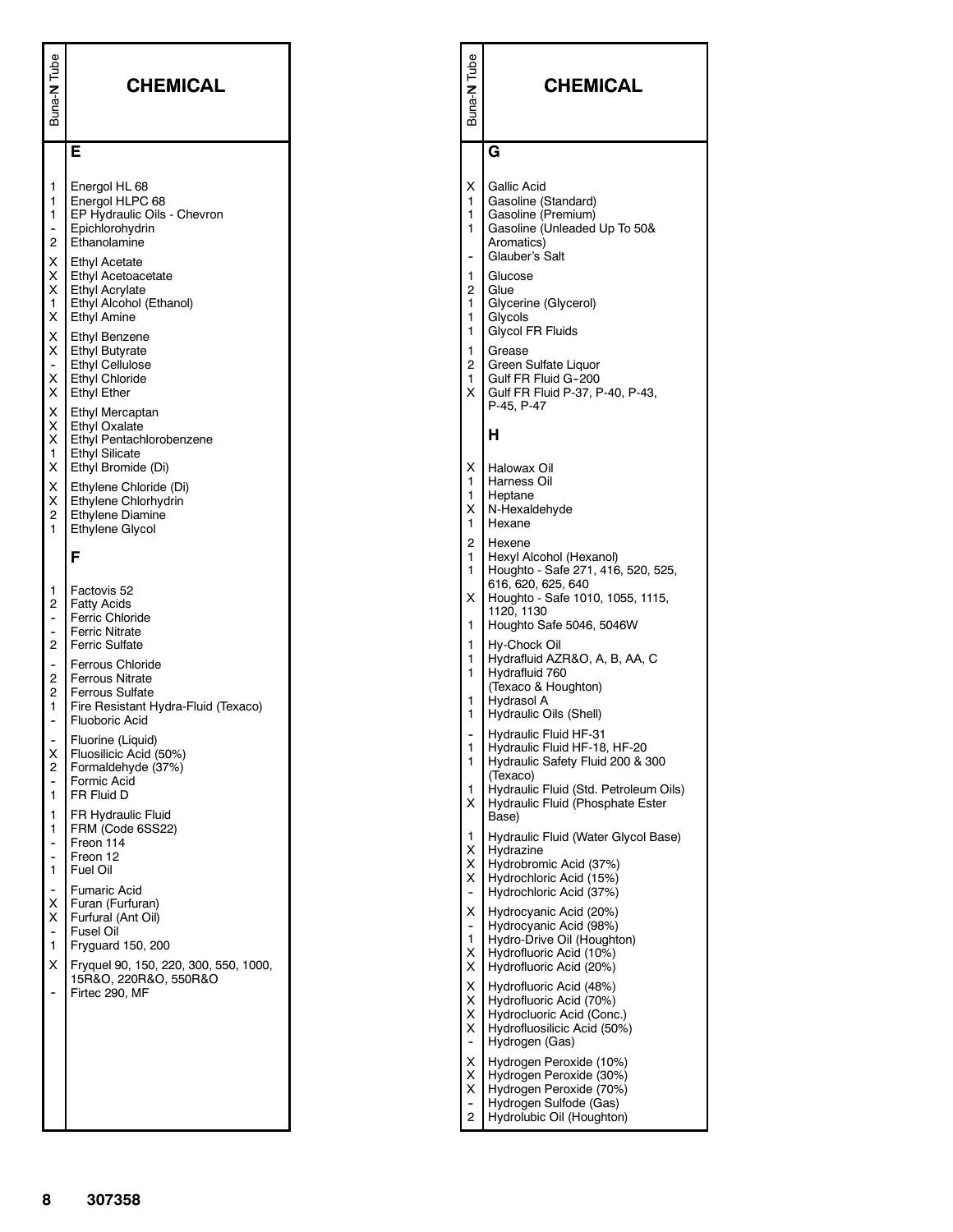| Buna-N Tube | CHEMICAL |
|---|---|
| | **E** |
| 1 | Energol HL 68 |
| 1 | Energol HLPC 68 |
| 1 | EP Hydraulic Oils - Chevron |
| - | Epichlorohydrin |
| 2 | Ethanolamine |
| X | Ethyl Acetate |
| X | Ethyl Acetoacetate |
| X | Ethyl Acrylate |
| 1 | Ethyl Alcohol (Ethanol) |
| X | Ethyl Amine |
| X | Ethyl Benzene |
| X | Ethyl Butyrate |
| - | Ethyl Cellulose |
| X | Ethyl Chloride |
| X | Ethyl Ether |
| X | Ethyl Mercaptan |
| X | Ethyl Oxalate |
| X | Ethyl Pentachlorobenzene |
| 1 | Ethyl Silicate |
| X | Ethyl Bromide (Di) |
| X | Ethylene Chloride (Di) |
| X | Ethylene Chlorhydrin |
| 2 | Ethylene Diamine |
| 1 | Ethylene Glycol |
| | **F** |
| 1 | Factovis 52 |
| 2 | Fatty Acids |
| - | Ferric Chloride |
| - | Ferric Nitrate |
| 2 | Ferric Sulfate |
| - | Ferrous Chloride |
| 2 | Ferrous Nitrate |
| 2 | Ferrous Sulfate |
| 1 | Fire Resistant Hydra-Fluid (Texaco) |
| - | Fluoboric Acid |
| - | Fluorine (Liquid) |
| X | Fluosilicic Acid (50%) |
| 2 | Formaldehyde (37%) |
| - | Formic Acid |
| 1 | FR Fluid D |
| 1 | FR Hydraulic Fluid |
| 1 | FRM (Code 6SS22) |
| - | Freon 114 |
| - | Freon 12 |
| 1 | Fuel Oil |
| - | Fumaric Acid |
| X | Furan (Furfuran) |
| X | Furfural (Ant Oil) |
| - | Fusel Oil |
| 1 | Fryguard 150, 200 |
| X | Fryquel 90, 150, 220, 300, 550, 1000, 15R&O, 220R&O, 550R&O |
| - | Firtec 290, MF |

| Buna-N Tube | CHEMICAL |
|---|---|
| | **G** |
| X | Gallic Acid |
| 1 | Gasoline (Standard) |
| 1 | Gasoline (Premium) |
| 1 | Gasoline (Unleaded Up To 50& Aromatics) |
| - | Glauber's Salt |
| 1 | Glucose |
| 2 | Glue |
| 1 | Glycerine (Glycerol) |
| 1 | Glycols |
| 1 | Glycol FR Fluids |
| 1 | Grease |
| 2 | Green Sulfate Liquor |
| 1 | Gulf FR Fluid G-200 |
| X | Gulf FR Fluid P-37, P-40, P-43, P-45, P-47 |
| | **H** |
| X | Halowax Oil |
| 1 | Harness Oil |
| 1 | Heptane |
| X | N-Hexaldehyde |
| 1 | Hexane |
| 2 | Hexene |
| 1 | Hexyl Alcohol (Hexanol) |
| 1 | Houghto - Safe 271, 416, 520, 525, 616, 620, 625, 640 |
| X | Houghto - Safe 1010, 1055, 1115, 1120, 1130 |
| 1 | Houghto Safe 5046, 5046W |
| 1 | Hy-Chock Oil |
| 1 | Hydrafluid AZR&O, A, B, AA, C |
| 1 | Hydrafluid 760 (Texaco & Houghton) |
| 1 | Hydrasol A |
| 1 | Hydraulic Oils (Shell) |
| - | Hydraulic Fluid HF-31 |
| 1 | Hydraulic Fluid HF-18, HF-20 |
| 1 | Hydraulic Safety Fluid 200 & 300 (Texaco) |
| 1 | Hydraulic Fluid (Std. Petroleum Oils) |
| X | Hydraulic Fluid (Phosphate Ester Base) |
| 1 | Hydraulic Fluid (Water Glycol Base) |
| X | Hydrazine |
| X | Hydrobromic Acid (37%) |
| X | Hydrochloric Acid (15%) |
| - | Hydrochloric Acid (37%) |
| X | Hydrocyanic Acid (20%) |
| - | Hydrocyanic Acid (98%) |
| 1 | Hydro-Drive Oil (Houghton) |
| X | Hydrofluoric Acid (10%) |
| X | Hydrofluoric Acid (20%) |
| X | Hydrofluoric Acid (48%) |
| X | Hydrofluoric Acid (70%) |
| X | Hydrocluoric Acid (Conc.) |
| X | Hydrofluosilicic Acid (50%) |
| - | Hydrogen (Gas) |
| X | Hydrogen Peroxide (10%) |
| X | Hydrogen Peroxide (30%) |
| X | Hydrogen Peroxide (70%) |
| - | Hydrogen Sulfode (Gas) |
| 2 | Hydrolubic Oil (Houghton) |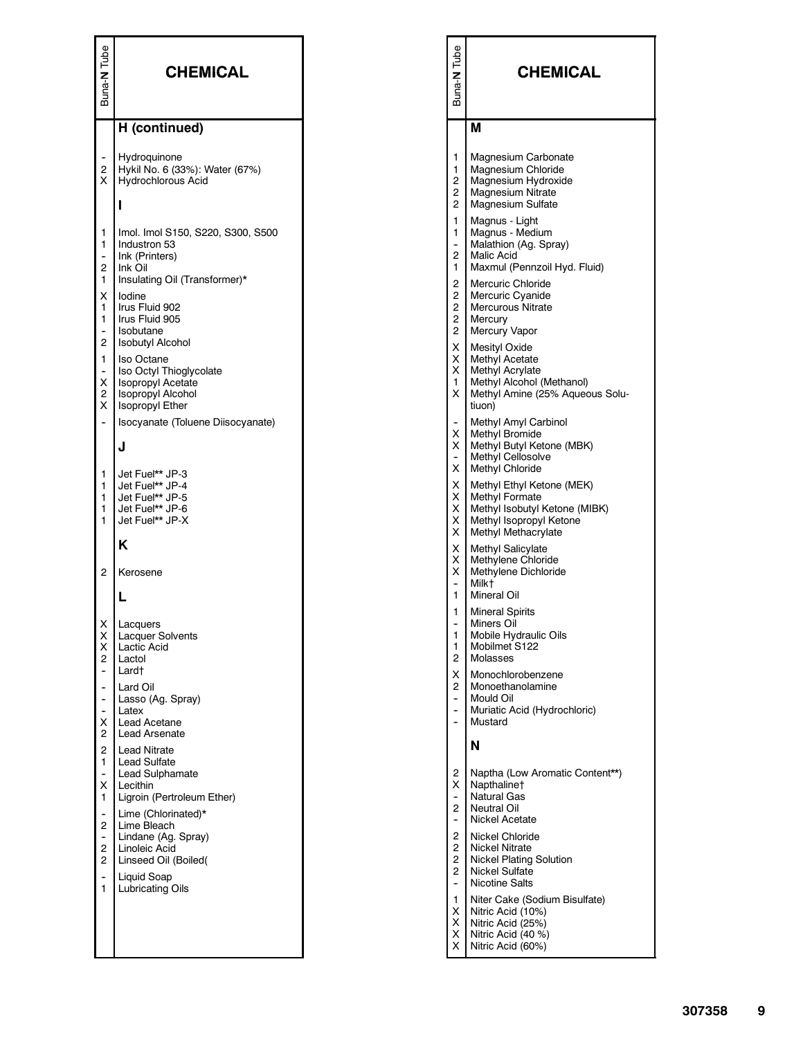| Buna-N Tube | CHEMICAL |
|---|---|
| | **H (continued)** |
| - | Hydroquinone |
| 2 | Hykil No. 6 (33%): Water (67%) |
| X | Hydrochlorous Acid |
| | **I** |
| 1 | Imol. Imol S150, S220, S300, S500 |
| 1 | Industron 53 |
| - | Ink (Printers) |
| 2 | Ink Oil |
| 1 | Insulating Oil (Transformer)* |
| X | Iodine |
| 1 | Irus Fluid 902 |
| 1 | Irus Fluid 905 |
| - | Isobutane |
| 2 | Isobutyl Alcohol |
| 1 | Iso Octane |
| - | Iso Octyl Thioglycolate |
| X | Isopropyl Acetate |
| 2 | Isopropyl Alcohol |
| X | Isopropyl Ether |
| - | Isocyanate (Toluene Diisocyanate) |
| | **J** |
| 1 | Jet Fuel** JP-3 |
| 1 | Jet Fuel** JP-4 |
| 1 | Jet Fuel** JP-5 |
| 1 | Jet Fuel** JP-6 |
| 1 | Jet Fuel** JP-X |
| | **K** |
| 2 | Kerosene |
| | **L** |
| X | Lacquers |
| X | Lacquer Solvents |
| X | Lactic Acid |
| 2 | Lactol |
| - | Lard† |
| - | Lard Oil |
| - | Lasso (Ag. Spray) |
| - | Latex |
| X | Lead Acetane |
| 2 | Lead Arsenate |
| 2 | Lead Nitrate |
| 1 | Lead Sulfate |
| - | Lead Sulphamate |
| X | Lecithin |
| 1 | Ligroin (Petroleum Ether) |
| - | Lime (Chlorinated)* |
| 2 | Lime Bleach |
| - | Lindane (Ag. Spray) |
| 2 | Linoleic Acid |
| 2 | Linseed Oil (Boiled( |
| - | Liquid Soap |
| 1 | Lubricating Oils |

| Buna-N Tube | CHEMICAL |
|---|---|
| | **M** |
| 1 | Magnesium Carbonate |
| 1 | Magnesium Chloride |
| 2 | Magnesium Hydroxide |
| 2 | Magnesium Nitrate |
| 2 | Magnesium Sulfate |
| 1 | Magnus - Light |
| 1 | Magnus - Medium |
| - | Malathion (Ag. Spray) |
| 2 | Malic Acid |
| 1 | Maxmul (Pennzoil Hyd. Fluid) |
| 2 | Mercuric Chloride |
| 2 | Mercuric Cyanide |
| 2 | Mercurous Nitrate |
| 2 | Mercury |
| 2 | Mercury Vapor |
| X | Mesityl Oxide |
| X | Methyl Acetate |
| X | Methyl Acrylate |
| 1 | Methyl Alcohol (Methanol) |
| X | Methyl Amine (25% Aqueous Solutiuon) |
| - | Methyl Amyl Carbinol |
| X | Methyl Bromide |
| X | Methyl Butyl Ketone (MBK) |
| - | Methyl Cellosolve |
| X | Methyl Chloride |
| X | Methyl Ethyl Ketone (MEK) |
| X | Methyl Formate |
| X | Methyl Isobutyl Ketone (MIBK) |
| X | Methyl Isopropyl Ketone |
| X | Methyl Methacrylate |
| X | Methyl Salicylate |
| X | Methylene Chloride |
| X | Methylene Dichloride |
| - | Milk† |
| 1 | Mineral Oil |
| 1 | Mineral Spirits |
| - | Miners Oil |
| 1 | Mobile Hydraulic Oils |
| 1 | Mobilmet S122 |
| 2 | Molasses |
| X | Monochlorobenzene |
| 2 | Monoethanolamine |
| - | Mould Oil |
| - | Muriatic Acid (Hydrochloric) |
| - | Mustard |
| | **N** |
| 2 | Naptha (Low Aromatic Content**) |
| X | Napthaline† |
| - | Natural Gas |
| 2 | Neutral Oil |
| - | Nickel Acetate |
| 2 | Nickel Chloride |
| 2 | Nickel Nitrate |
| 2 | Nickel Plating Solution |
| 2 | Nickel Sulfate |
| - | Nicotine Salts |
| 1 | Niter Cake (Sodium Bisulfate) |
| X | Nitric Acid (10%) |
| X | Nitric Acid (25%) |
| X | Nitric Acid (40 %) |
| X | Nitric Acid (60%) |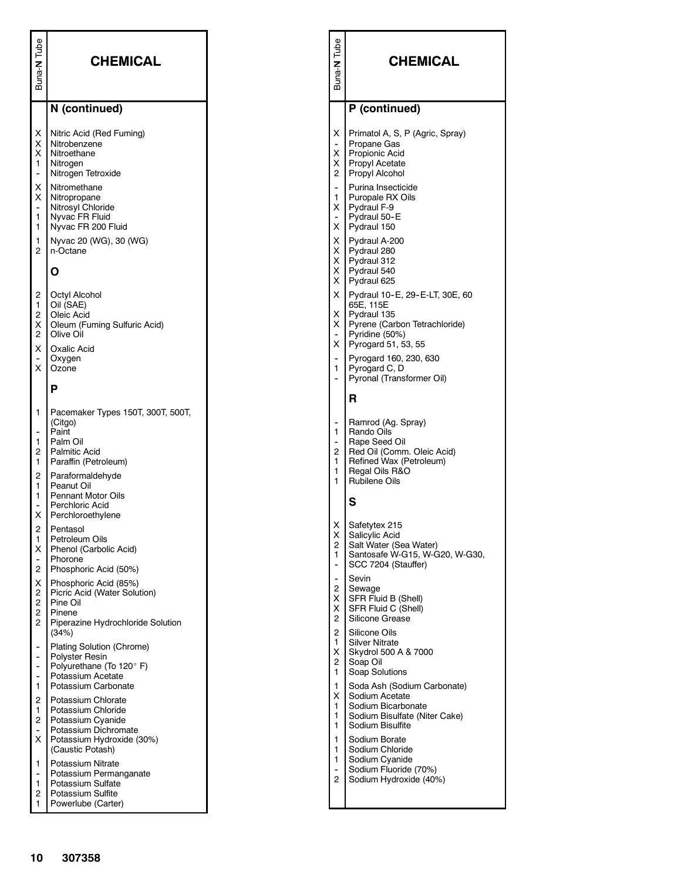| Buna-N Tube | CHEMICAL |
|---|---|
| | **N (continued)** |
| X | Nitric Acid (Red Fuming) |
| X | Nitrobenzene |
| X | Nitroethane |
| 1 | Nitrogen |
| - | Nitrogen Tetroxide |
| X | Nitromethane |
| X | Nitropropane |
| - | Nitrosyl Chloride |
| 1 | Nyvac FR Fluid |
| 1 | Nyvac FR 200 Fluid |
| 1 | Nyvac 20 (WG), 30 (WG) |
| 2 | n-Octane |
| | **O** |
| 2 | Octyl Alcohol |
| 1 | Oil (SAE) |
| 2 | Oleic Acid |
| X | Oleum (Fuming Sulfuric Acid) |
| 2 | Olive Oil |
| X | Oxalic Acid |
| - | Oxygen |
| X | Ozone |
| | **P** |
| 1 | Pacemaker Types 150T, 300T, 500T, (Citgo) |
| - | Paint |
| 1 | Palm Oil |
| 2 | Palmitic Acid |
| 1 | Paraffin (Petroleum) |
| 2 | Paraformaldehyde |
| 1 | Peanut Oil |
| 1 | Pennant Motor Oils |
| - | Perchloric Acid |
| X | Perchloroethylene |
| 2 | Pentasol |
| 1 | Petroleum Oils |
| X | Phenol (Carbolic Acid) |
| - | Phorone |
| 2 | Phosphoric Acid (50%) |
| X | Phosphoric Acid (85%) |
| 2 | Picric Acid (Water Solution) |
| 2 | Pine Oil |
| 2 | Pinene |
| 2 | Piperazine Hydrochloride Solution (34%) |
| - | Plating Solution (Chrome) |
| - | Polyster Resin |
| - | Polyurethane (To 120° F) |
| - | Potassium Acetate |
| 1 | Potassium Carbonate |
| 2 | Potassium Chlorate |
| 1 | Potassium Chloride |
| 2 | Potassium Cyanide |
| - | Potassium Dichromate |
| X | Potassium Hydroxide (30%) (Caustic Potash) |
| 1 | Potassium Nitrate |
| - | Potassium Permanganate |
| 1 | Potassium Sulfate |
| 2 | Potassium Sulfite |
| 1 | Powerlube (Carter) |

| Buna-N Tube | CHEMICAL |
|---|---|
| | **P (continued)** |
| X | Primatol A, S, P (Agric, Spray) |
| - | Propane Gas |
| X | Propionic Acid |
| X | Propyl Acetate |
| 2 | Propyl Alcohol |
| - | Purina Insecticide |
| 1 | Puropale RX Oils |
| X | Pydraul F-9 |
| - | Pydraul 50-E |
| X | Pydraul 150 |
| X | Pydraul A-200 |
| X | Pydraul 280 |
| X | Pydraul 312 |
| X | Pydraul 540 |
| X | Pydraul 625 |
| X | Pydraul 10-E, 29-E-LT, 30E, 60 65E, 115E |
| X | Pydraul 135 |
| X | Pyrene (Carbon Tetrachloride) |
| - | Pyridine (50%) |
| X | Pyrogard 51, 53, 55 |
| - | Pyrogard 160, 230, 630 |
| 1 | Pyrogard C, D |
| - | Pyronal (Transformer Oil) |
| | **R** |
| - | Ramrod (Ag. Spray) |
| 1 | Rando Oils |
| - | Rape Seed Oil |
| 2 | Red Oil (Comm. Oleic Acid) |
| 1 | Refined Wax (Petroleum) |
| 1 | Regal Oils R&O |
| 1 | Rubilene Oils |
| | **S** |
| X | Safetytex 215 |
| X | Salicylic Acid |
| 2 | Salt Water (Sea Water) |
| 1 | Santosafe W-G15, W-G20, W-G30, |
| - | SCC 7204 (Stauffer) |
| - | Sevin |
| 2 | Sewage |
| X | SFR Fluid B (Shell) |
| X | SFR Fluid C (Shell) |
| 2 | Silicone Grease |
| 2 | Silicone Oils |
| 1 | Silver Nitrate |
| X | Skydrol 500 A & 7000 |
| 2 | Soap Oil |
| 1 | Soap Solutions |
| 1 | Soda Ash (Sodium Carbonate) |
| X | Sodium Acetate |
| 1 | Sodium Bicarbonate |
| 1 | Sodium Bisulfate (Niter Cake) |
| 1 | Sodium Bisulfite |
| 1 | Sodium Borate |
| 1 | Sodium Chloride |
| 1 | Sodium Cyanide |
| - | Sodium Fluoride (70%) |
| 2 | Sodium Hydroxide (40%) |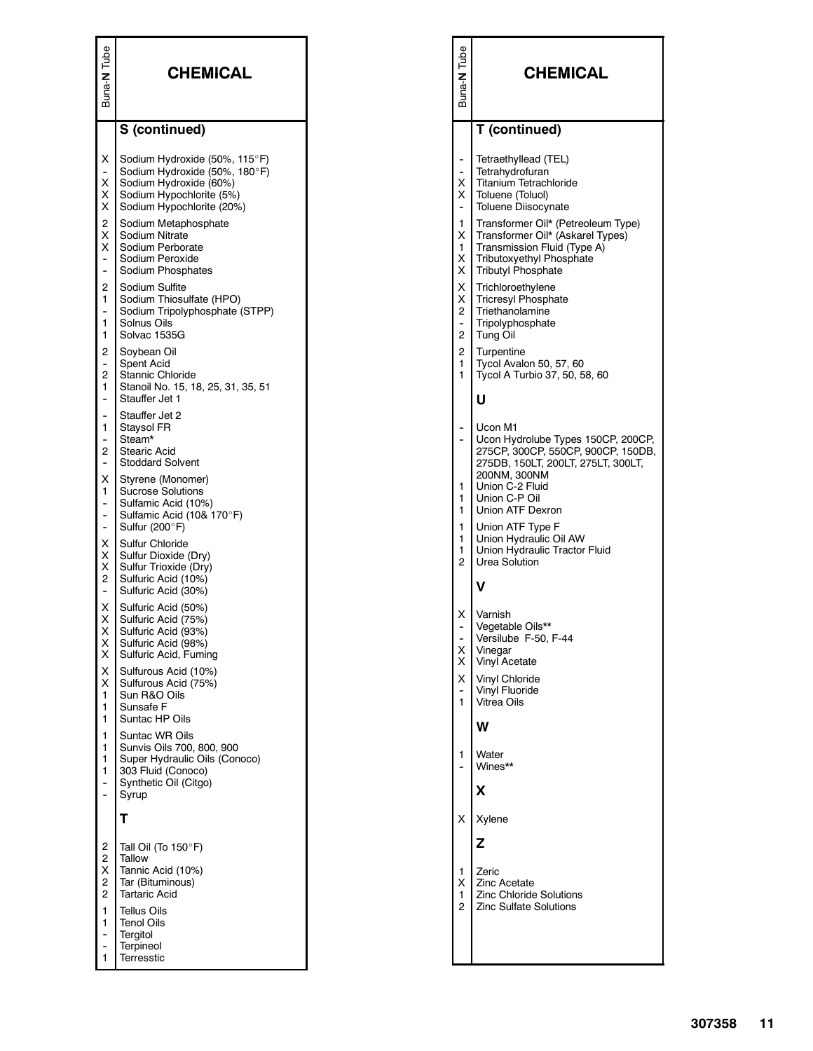| Buna-N Tube | CHEMICAL |
|---|---|
| | **S (continued)** |
| X | Sodium Hydroxide (50%, 115°F) |
| - | Sodium Hydroxide (50%, 180°F) |
| X | Sodium Hydroxide (60%) |
| X | Sodium Hypochlorite (5%) |
| X | Sodium Hypochlorite (20%) |
| 2 | Sodium Metaphosphate |
| X | Sodium Nitrate |
| X | Sodium Perborate |
| - | Sodium Peroxide |
| - | Sodium Phosphates |
| 2 | Sodium Sulfite |
| 1 | Sodium Thiosulfate (HPO) |
| - | Sodium Tripolyphosphate (STPP) |
| 1 | Solnus Oils |
| 1 | Solvac 1535G |
| 2 | Soybean Oil |
| - | Spent Acid |
| 2 | Stannic Chloride |
| 1 | Stanoil No. 15, 18, 25, 31, 35, 51 |
| - | Stauffer Jet 1 |
| - | Stauffer Jet 2 |
| 1 | Staysol FR |
| - | Steam* |
| 2 | Stearic Acid |
| - | Stoddard Solvent |
| X | Styrene (Monomer) |
| 1 | Sucrose Solutions |
| - | Sulfamic Acid (10%) |
| - | Sulfamic Acid (10& 170°F) |
| - | Sulfur (200°F) |
| X | Sulfur Chloride |
| X | Sulfur Dioxide (Dry) |
| X | Sulfur Trioxide (Dry) |
| 2 | Sulfuric Acid (10%) |
| - | Sulfuric Acid (30%) |
| X | Sulfuric Acid (50%) |
| X | Sulfuric Acid (75%) |
| X | Sulfuric Acid (93%) |
| X | Sulfuric Acid (98%) |
| X | Sulfuric Acid, Fuming |
| X | Sulfurous Acid (10%) |
| X | Sulfurous Acid (75%) |
| 1 | Sun R&O Oils |
| 1 | Sunsafe F |
| 1 | Suntac HP Oils |
| 1 | Suntac WR Oils |
| 1 | Sunvis Oils 700, 800, 900 |
| 1 | Super Hydraulic Oils (Conoco) |
| 1 | 303 Fluid (Conoco) |
| - | Synthetic Oil (Citgo) |
| - | Syrup |
| | **T** |
| 2 | Tall Oil (To 150°F) |
| 2 | Tallow |
| X | Tannic Acid (10%) |
| 2 | Tar (Bituminous) |
| 2 | Tartaric Acid |
| 1 | Tellus Oils |
| 1 | Tenol Oils |
| - | Tergitol |
| - | Terpineol |
| 1 | Terresstic |

| Buna-N Tube | CHEMICAL |
|---|---|
| | **T (continued)** |
| - | Tetraethyllead (TEL) |
| - | Tetrahydrofuran |
| X | Titanium Tetrachloride |
| X | Toluene (Toluol) |
| - | Toluene Diisocynate |
| 1 | Transformer Oil* (Petreoleum Type) |
| X | Transformer Oil* (Askarel Types) |
| 1 | Transmission Fluid (Type A) |
| X | Tributoxyethyl Phosphate |
| X | Tributyl Phosphate |
| X | Trichloroethylene |
| X | Tricresyl Phosphate |
| 2 | Triethanolamine |
| - | Tripolyphosphate |
| 2 | Tung Oil |
| 2 | Turpentine |
| 1 | Tycol Avalon 50, 57, 60 |
| 1 | Tycol A Turbio 37, 50, 58, 60 |
| | **U** |
| - | Ucon M1 |
| - | Ucon Hydrolube Types 150CP, 200CP, 275CP, 300CP, 550CP, 900CP, 150DB, 275DB, 150LT, 200LT, 275LT, 300LT, 200NM, 300NM |
| 1 | Union C-2 Fluid |
| 1 | Union C-P Oil |
| 1 | Union ATF Dexron |
| 1 | Union ATF Type F |
| 1 | Union Hydraulic Oil AW |
| 1 | Union Hydraulic Tractor Fluid |
| 2 | Urea Solution |
| | **V** |
| X | Varnish |
| - | Vegetable Oils** |
| - | Versilube F-50, F-44 |
| X | Vinegar |
| X | Vinyl Acetate |
| X | Vinyl Chloride |
| - | Vinyl Fluoride |
| 1 | Vitrea Oils |
| | **W** |
| 1 | Water |
| - | Wines** |
| | **X** |
| X | Xylene |
| | **Z** |
| 1 | Zeric |
| X | Zinc Acetate |
| 1 | Zinc Chloride Solutions |
| 2 | Zinc Sulfate Solutions |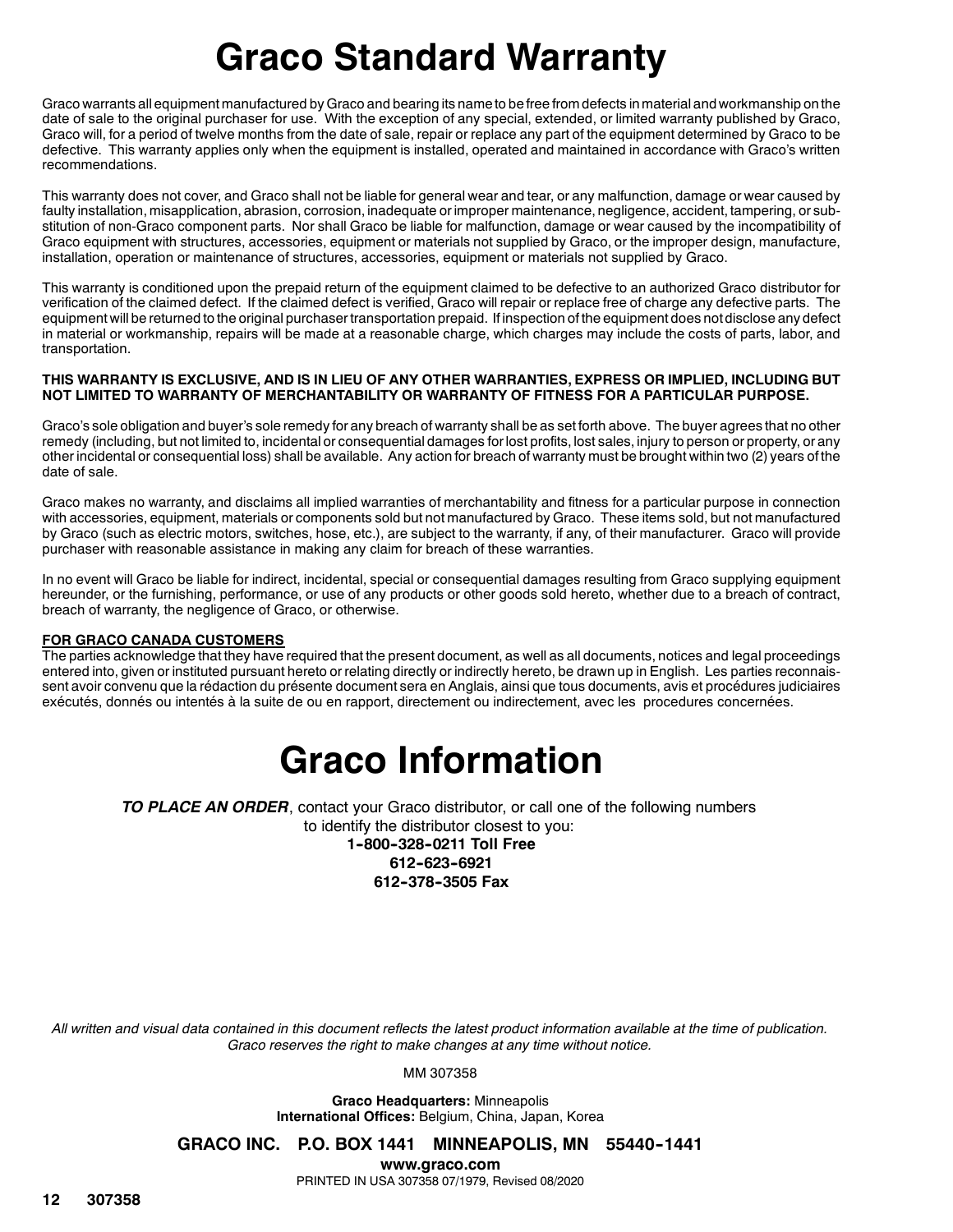# Graco Standard Warranty

Graco warrants all equipment manufactured by Graco and bearing its name to be free from defects in material and workmanship on the date of sale to the original purchaser for use. With the exception of any special, extended, or limited warranty published by Graco, Graco will, for a period of twelve months from the date of sale, repair or replace any part of the equipment determined by Graco to be defective. This warranty applies only when the equipment is installed, operated and maintained in accordance with Graco's written recommendations.

This warranty does not cover, and Graco shall not be liable for general wear and tear, or any malfunction, damage or wear caused by faulty installation, misapplication, abrasion, corrosion, inadequate or improper maintenance, negligence, accident, tampering, or substitution of non-Graco component parts. Nor shall Graco be liable for malfunction, damage or wear caused by the incompatibility of Graco equipment with structures, accessories, equipment or materials not supplied by Graco, or the improper design, manufacture, installation, operation or maintenance of structures, accessories, equipment or materials not supplied by Graco.

This warranty is conditioned upon the prepaid return of the equipment claimed to be defective to an authorized Graco distributor for verification of the claimed defect. If the claimed defect is verified, Graco will repair or replace free of charge any defective parts. The equipment will be returned to the original purchaser transportation prepaid. If inspection of the equipment does not disclose any defect in material or workmanship, repairs will be made at a reasonable charge, which charges may include the costs of parts, labor, and transportation.

**THIS WARRANTY IS EXCLUSIVE, AND IS IN LIEU OF ANY OTHER WARRANTIES, EXPRESS OR IMPLIED, INCLUDING BUT NOT LIMITED TO WARRANTY OF MERCHANTABILITY OR WARRANTY OF FITNESS FOR A PARTICULAR PURPOSE.**

Graco's sole obligation and buyer's sole remedy for any breach of warranty shall be as set forth above. The buyer agrees that no other remedy (including, but not limited to, incidental or consequential damages for lost profits, lost sales, injury to person or property, or any other incidental or consequential loss) shall be available. Any action for breach of warranty must be brought within two (2) years of the date of sale.

Graco makes no warranty, and disclaims all implied warranties of merchantability and fitness for a particular purpose in connection with accessories, equipment, materials or components sold but not manufactured by Graco. These items sold, but not manufactured by Graco (such as electric motors, switches, hose, etc.), are subject to the warranty, if any, of their manufacturer. Graco will provide purchaser with reasonable assistance in making any claim for breach of these warranties.

In no event will Graco be liable for indirect, incidental, special or consequential damages resulting from Graco supplying equipment hereunder, or the furnishing, performance, or use of any products or other goods sold hereto, whether due to a breach of contract, breach of warranty, the negligence of Graco, or otherwise.

**FOR GRACO CANADA CUSTOMERS**

The parties acknowledge that they have required that the present document, as well as all documents, notices and legal proceedings entered into, given or instituted pursuant hereto or relating directly or indirectly hereto, be drawn up in English. Les parties reconnaissent avoir convenu que la rédaction du présente document sera en Anglais, ainsi que tous documents, avis et procédures judiciaires exécutés, donnés ou intentés à la suite de ou en rapport, directement ou indirectement, avec les procedures concernées.

# Graco Information

***TO PLACE AN ORDER***, contact your Graco distributor, or call one of the following numbers to identify the distributor closest to you:

**1-800-328-0211 Toll Free**
**612-623-6921**
**612-378-3505 Fax**

*All written and visual data contained in this document reflects the latest product information available at the time of publication. Graco reserves the right to make changes at any time without notice.*

MM 307358

**Graco Headquarters:** Minneapolis
**International Offices:** Belgium, China, Japan, Korea

**GRACO INC. P.O. BOX 1441 MINNEAPOLIS, MN 55440-1441**

**www.graco.com**

PRINTED IN USA 307358 07/1979, Revised 08/2020